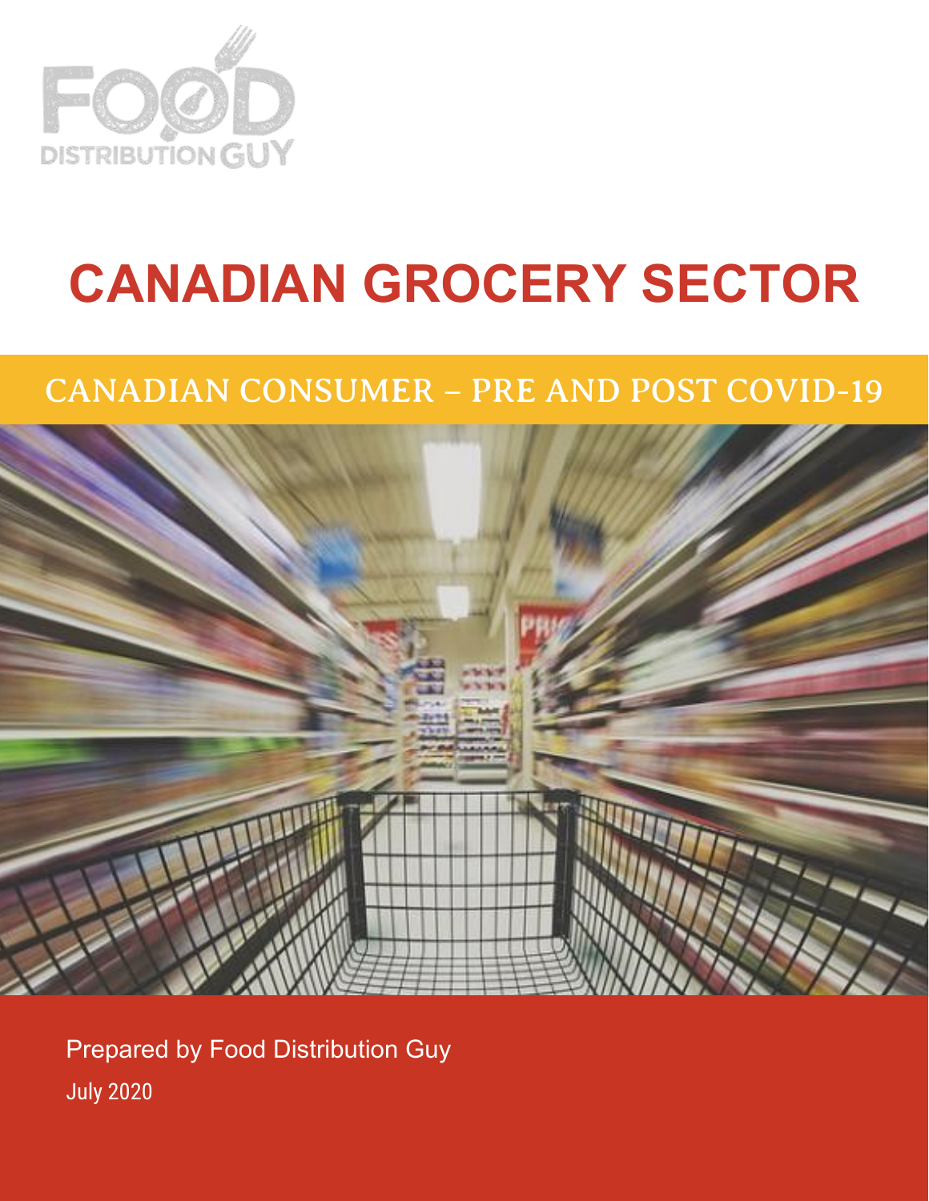FOOD DISTRIBUTION GUY

# CANADIAN GROCERY SECTOR

## CANADIAN CONSUMER – PRE AND POST COVID-19

Prepared by Food Distribution Guy

July 2020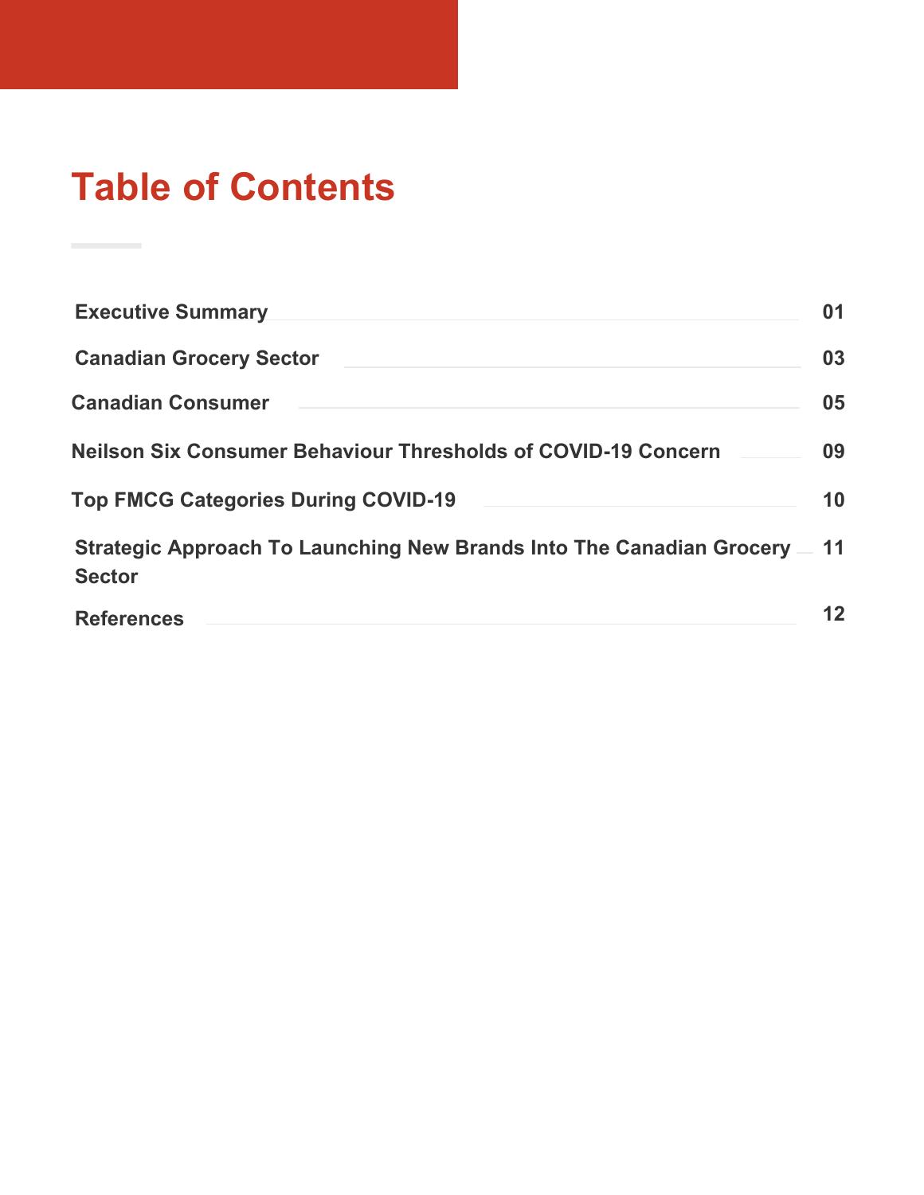# Table of Contents

| Section | Page |
| --- | --- |
| Executive Summary | 01 |
| Canadian Grocery Sector | 03 |
| Canadian Consumer | 05 |
| Neilson Six Consumer Behaviour Thresholds of COVID-19 Concern | 09 |
| Top FMCG Categories During COVID-19 | 10 |
| Strategic Approach To Launching New Brands Into The Canadian Grocery Sector | 11 |
| References | 12 |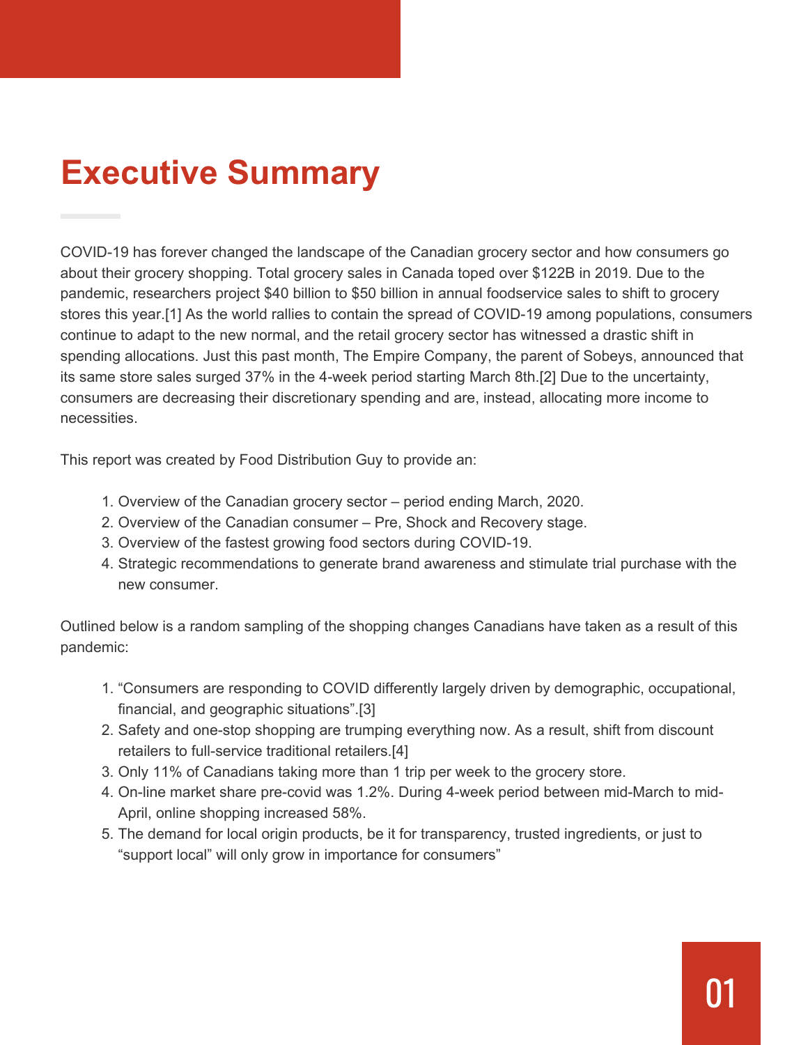# Executive Summary

COVID-19 has forever changed the landscape of the Canadian grocery sector and how consumers go about their grocery shopping. Total grocery sales in Canada toped over $122B in 2019. Due to the pandemic, researchers project $40 billion to $50 billion in annual foodservice sales to shift to grocery stores this year.[1] As the world rallies to contain the spread of COVID-19 among populations, consumers continue to adapt to the new normal, and the retail grocery sector has witnessed a drastic shift in spending allocations. Just this past month, The Empire Company, the parent of Sobeys, announced that its same store sales surged 37% in the 4-week period starting March 8th.[2] Due to the uncertainty, consumers are decreasing their discretionary spending and are, instead, allocating more income to necessities.

This report was created by Food Distribution Guy to provide an:

1. Overview of the Canadian grocery sector – period ending March, 2020.
2. Overview of the Canadian consumer – Pre, Shock and Recovery stage.
3. Overview of the fastest growing food sectors during COVID-19.
4. Strategic recommendations to generate brand awareness and stimulate trial purchase with the new consumer.

Outlined below is a random sampling of the shopping changes Canadians have taken as a result of this pandemic:

1. "Consumers are responding to COVID differently largely driven by demographic, occupational, financial, and geographic situations".[3]
2. Safety and one-stop shopping are trumping everything now. As a result, shift from discount retailers to full-service traditional retailers.[4]
3. Only 11% of Canadians taking more than 1 trip per week to the grocery store.
4. On-line market share pre-covid was 1.2%. During 4-week period between mid-March to mid-April, online shopping increased 58%.
5. The demand for local origin products, be it for transparency, trusted ingredients, or just to "support local" will only grow in importance for consumers"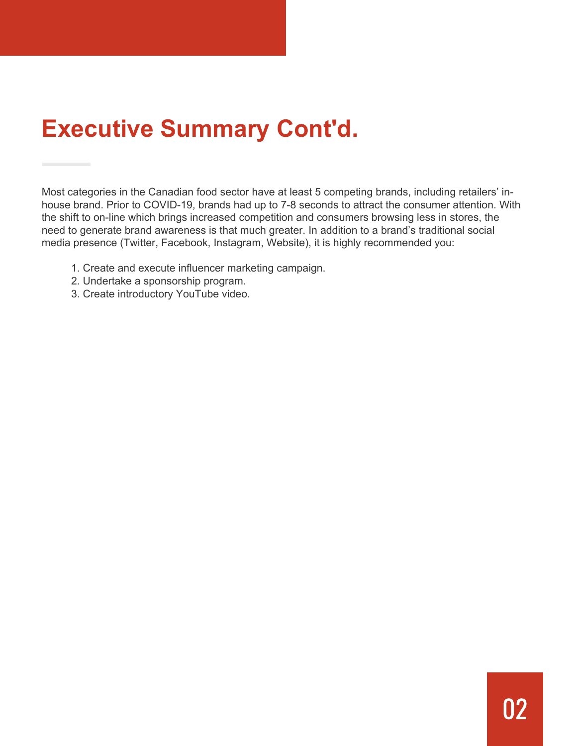# Executive Summary Cont'd.

Most categories in the Canadian food sector have at least 5 competing brands, including retailers' in-house brand. Prior to COVID-19, brands had up to 7-8 seconds to attract the consumer attention. With the shift to on-line which brings increased competition and consumers browsing less in stores, the need to generate brand awareness is that much greater. In addition to a brand's traditional social media presence (Twitter, Facebook, Instagram, Website), it is highly recommended you:

1. Create and execute influencer marketing campaign.
2. Undertake a sponsorship program.
3. Create introductory YouTube video.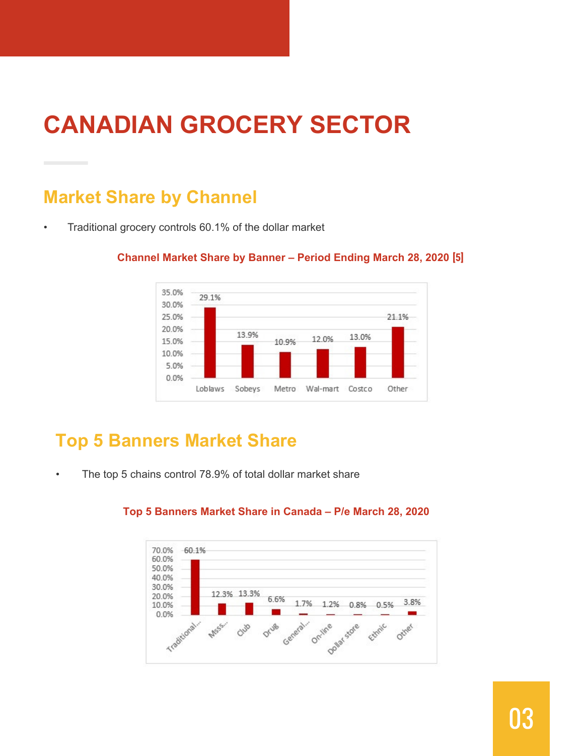# CANADIAN GROCERY SECTOR

## Market Share by Channel

- Traditional grocery controls 60.1% of the dollar market

**Channel Market Share by Banner – Period Ending March 28, 2020 [5]**

| Loblaws | Sobeys | Metro | Wal-mart | Costco | Other |
|---|---|---|---|---|---|
| 29.1% | 13.9% | 10.9% | 12.0% | 13.0% | 21.1% |

## Top 5 Banners Market Share

- The top 5 chains control 78.9% of total dollar market share

**Top 5 Banners Market Share in Canada – P/e March 28, 2020**

| Traditional... | Msss... | Club | Drug | General... | On-line | Dollar store | Ethnic | Other |
|---|---|---|---|---|---|---|---|---|
| 60.1% | 12.3% | 13.3% | 6.6% | 1.7% | 1.2% | 0.8% | 0.5% | 3.8% |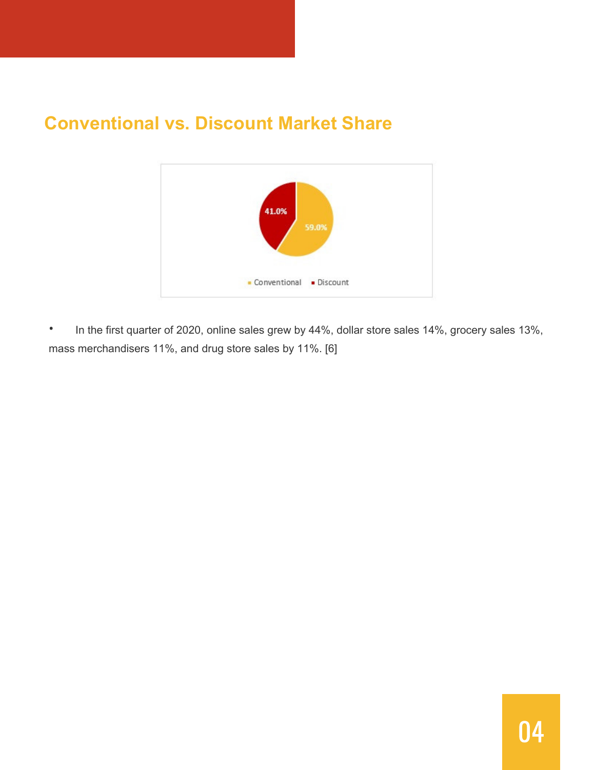## Conventional vs. Discount Market Share

- In the first quarter of 2020, online sales grew by 44%, dollar store sales 14%, grocery sales 13%, mass merchandisers 11%, and drug store sales by 11%. [6]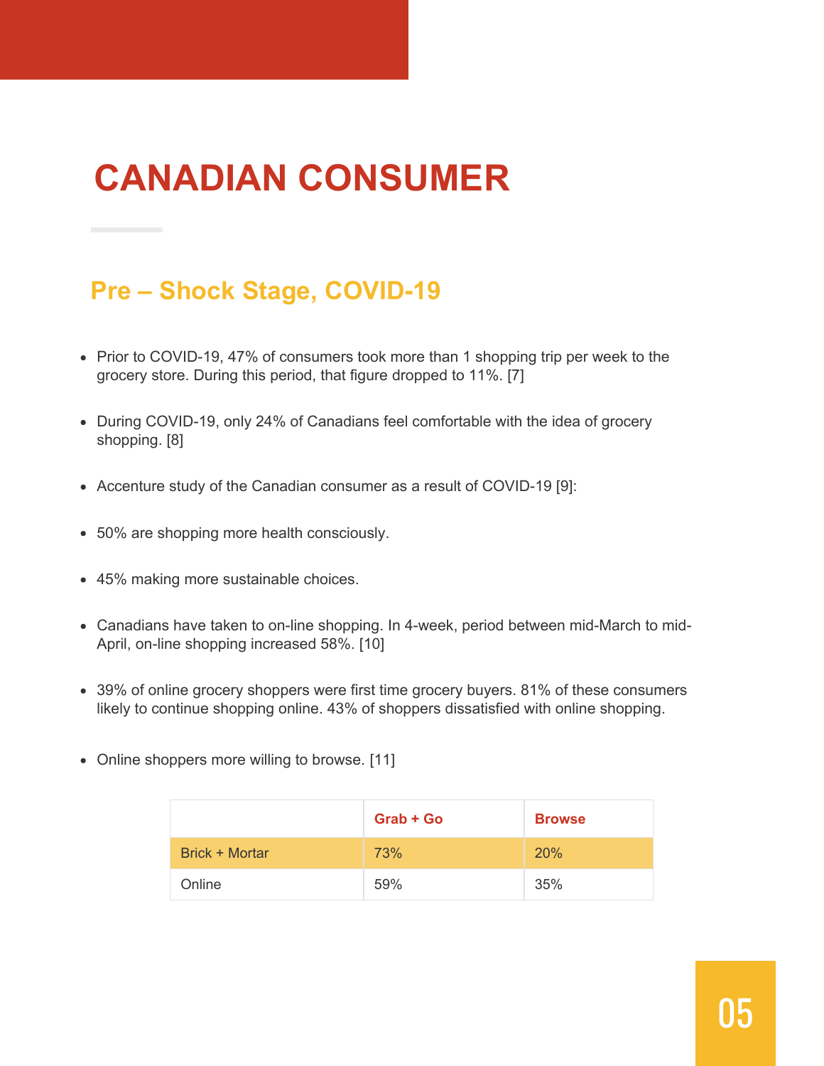# CANADIAN CONSUMER

## Pre – Shock Stage, COVID-19

- Prior to COVID-19, 47% of consumers took more than 1 shopping trip per week to the grocery store. During this period, that figure dropped to 11%. [7]
- During COVID-19, only 24% of Canadians feel comfortable with the idea of grocery shopping. [8]
- Accenture study of the Canadian consumer as a result of COVID-19 [9]:
- 50% are shopping more health consciously.
- 45% making more sustainable choices.
- Canadians have taken to on-line shopping. In 4-week, period between mid-March to mid-April, on-line shopping increased 58%. [10]
- 39% of online grocery shoppers were first time grocery buyers. 81% of these consumers likely to continue shopping online. 43% of shoppers dissatisfied with online shopping.
- Online shoppers more willing to browse. [11]

| | Grab + Go | Browse |
|---|---|---|
| Brick + Mortar | 73% | 20% |
| Online | 59% | 35% |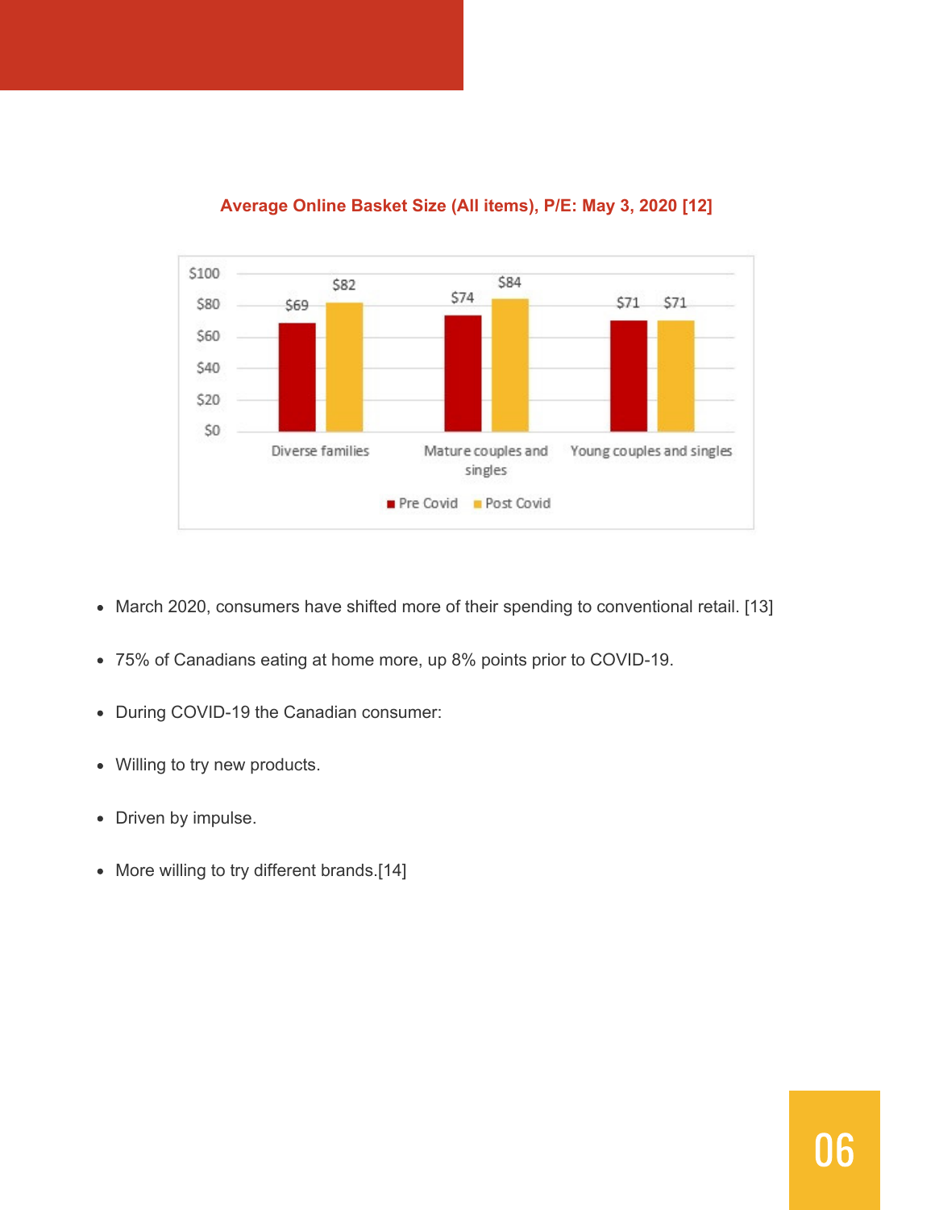**Average Online Basket Size (All items), P/E: May 3, 2020 [12]**

| | Pre Covid | Post Covid |
|---|---|---|
| Diverse families | $69 | $82 |
| Mature couples and singles | $74 | $84 |
| Young couples and singles | $71 | $71 |

- March 2020, consumers have shifted more of their spending to conventional retail. [13]
- 75% of Canadians eating at home more, up 8% points prior to COVID-19.
- During COVID-19 the Canadian consumer:
- Willing to try new products.
- Driven by impulse.
- More willing to try different brands.[14]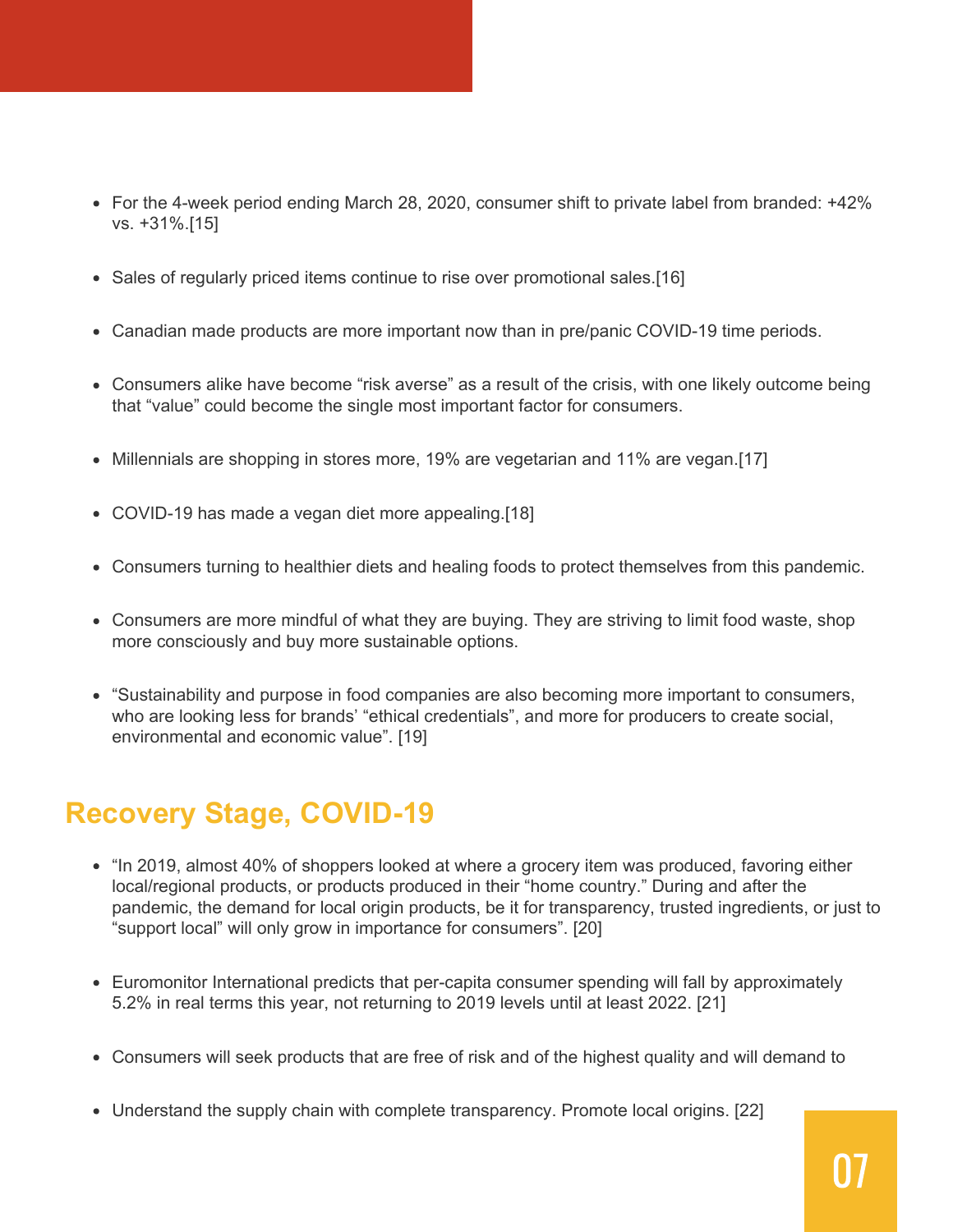- For the 4-week period ending March 28, 2020, consumer shift to private label from branded: +42% vs. +31%.[15]
- Sales of regularly priced items continue to rise over promotional sales.[16]
- Canadian made products are more important now than in pre/panic COVID-19 time periods.
- Consumers alike have become "risk averse" as a result of the crisis, with one likely outcome being that "value" could become the single most important factor for consumers.
- Millennials are shopping in stores more, 19% are vegetarian and 11% are vegan.[17]
- COVID-19 has made a vegan diet more appealing.[18]
- Consumers turning to healthier diets and healing foods to protect themselves from this pandemic.
- Consumers are more mindful of what they are buying. They are striving to limit food waste, shop more consciously and buy more sustainable options.
- "Sustainability and purpose in food companies are also becoming more important to consumers, who are looking less for brands' "ethical credentials", and more for producers to create social, environmental and economic value". [19]

## Recovery Stage, COVID-19

- "In 2019, almost 40% of shoppers looked at where a grocery item was produced, favoring either local/regional products, or products produced in their "home country." During and after the pandemic, the demand for local origin products, be it for transparency, trusted ingredients, or just to "support local" will only grow in importance for consumers". [20]
- Euromonitor International predicts that per-capita consumer spending will fall by approximately 5.2% in real terms this year, not returning to 2019 levels until at least 2022. [21]
- Consumers will seek products that are free of risk and of the highest quality and will demand to
- Understand the supply chain with complete transparency. Promote local origins. [22]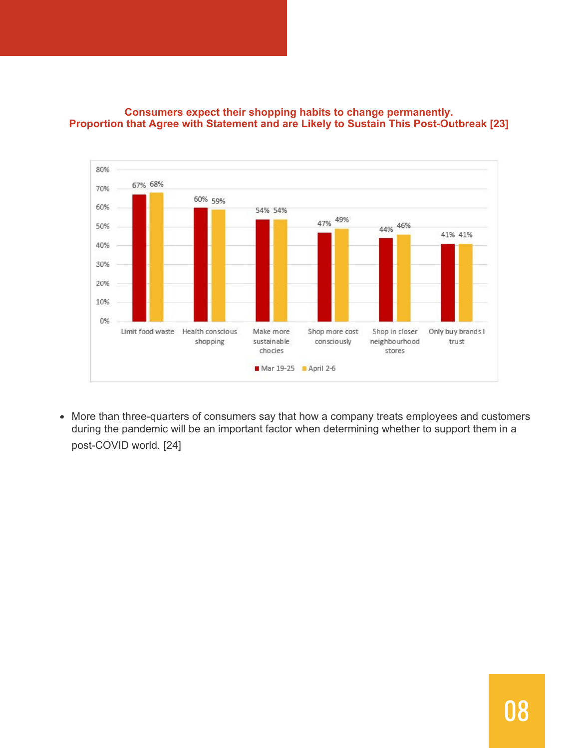**Consumers expect their shopping habits to change permanently.**
**Proportion that Agree with Statement and are Likely to Sustain This Post-Outbreak [23]**

| | Mar 19-25 | April 2-6 |
|---|---|---|
| Limit food waste | 67% | 68% |
| Health conscious shopping | 60% | 59% |
| Make more sustainable chocies | 54% | 54% |
| Shop more cost consciously | 47% | 49% |
| Shop in closer neighbourhood stores | 44% | 46% |
| Only buy brands I trust | 41% | 41% |

- More than three-quarters of consumers say that how a company treats employees and customers during the pandemic will be an important factor when determining whether to support them in a post-COVID world. [24]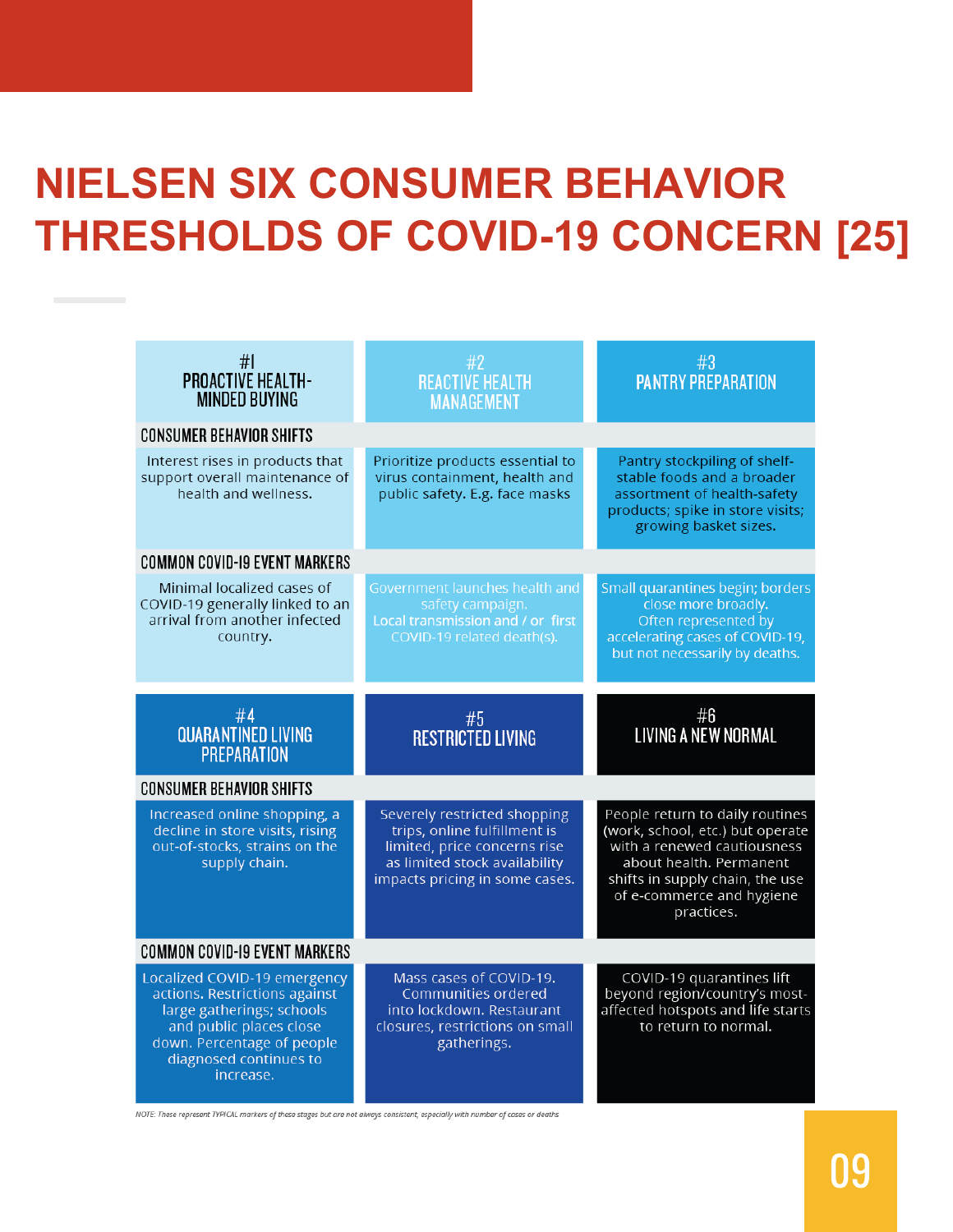# NIELSEN SIX CONSUMER BEHAVIOR THRESHOLDS OF COVID-19 CONCERN [25]

| | #1 PROACTIVE HEALTH-MINDED BUYING | #2 REACTIVE HEALTH MANAGEMENT | #3 PANTRY PREPARATION |
|---|---|---|---|
| CONSUMER BEHAVIOR SHIFTS | Interest rises in products that support overall maintenance of health and wellness. | Prioritize products essential to virus containment, health and public safety. E.g. face masks | Pantry stockpiling of shelf-stable foods and a broader assortment of health-safety products; spike in store visits; growing basket sizes. |
| COMMON COVID-19 EVENT MARKERS | Minimal localized cases of COVID-19 generally linked to an arrival from another infected country. | Government launches health and safety campaign. Local transmission and / or first COVID-19 related death(s). | Small quarantines begin; borders close more broadly. Often represented by accelerating cases of COVID-19, but not necessarily by deaths. |

| | #4 QUARANTINED LIVING PREPARATION | #5 RESTRICTED LIVING | #6 LIVING A NEW NORMAL |
|---|---|---|---|
| CONSUMER BEHAVIOR SHIFTS | Increased online shopping, a decline in store visits, rising out-of-stocks, strains on the supply chain. | Severely restricted shopping trips, online fulfillment is limited, price concerns rise as limited stock availability impacts pricing in some cases. | People return to daily routines (work, school, etc.) but operate with a renewed cautiousness about health. Permanent shifts in supply chain, the use of e-commerce and hygiene practices. |
| COMMON COVID-19 EVENT MARKERS | Localized COVID-19 emergency actions. Restrictions against large gatherings; schools and public places close down. Percentage of people diagnosed continues to increase. | Mass cases of COVID-19. Communities ordered into lockdown. Restaurant closures, restrictions on small gatherings. | COVID-19 quarantines lift beyond region/country's most-affected hotspots and life starts to return to normal. |

*NOTE: These represent TYPICAL markers of these stages but are not always consistent, especially with number of cases or deaths*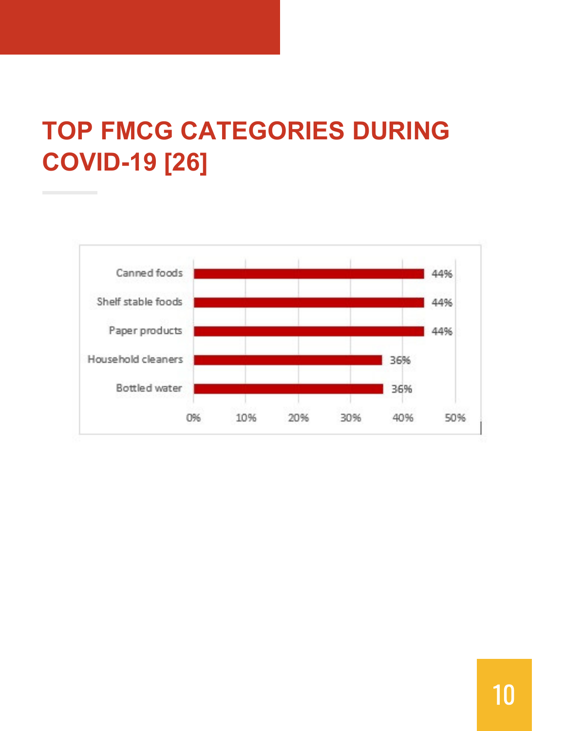# TOP FMCG CATEGORIES DURING COVID-19 [26]

| Category | Percentage |
| --- | --- |
| Canned foods | 44% |
| Shelf stable foods | 44% |
| Paper products | 44% |
| Household cleaners | 36% |
| Bottled water | 36% |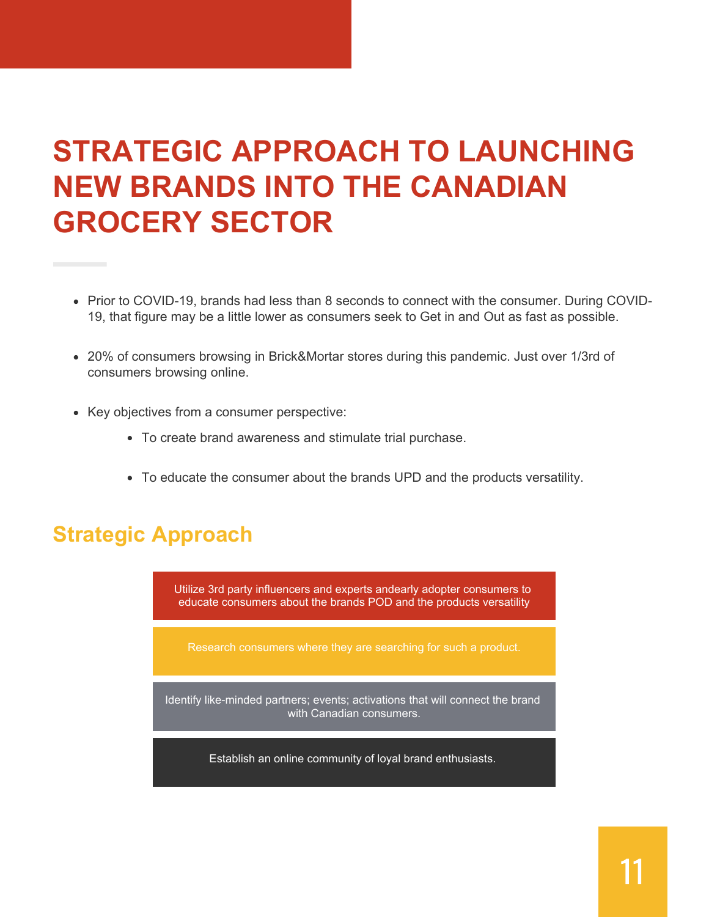# STRATEGIC APPROACH TO LAUNCHING NEW BRANDS INTO THE CANADIAN GROCERY SECTOR

- Prior to COVID-19, brands had less than 8 seconds to connect with the consumer. During COVID-19, that figure may be a little lower as consumers seek to Get in and Out as fast as possible.
- 20% of consumers browsing in Brick&Mortar stores during this pandemic. Just over 1/3rd of consumers browsing online.
- Key objectives from a consumer perspective:
  - To create brand awareness and stimulate trial purchase.
  - To educate the consumer about the brands UPD and the products versatility.

## Strategic Approach

- Utilize 3rd party influencers and experts andearly adopter consumers to educate consumers about the brands POD and the products versatility
- Research consumers where they are searching for such a product.
- Identify like-minded partners; events; activations that will connect the brand with Canadian consumers.
- Establish an online community of loyal brand enthusiasts.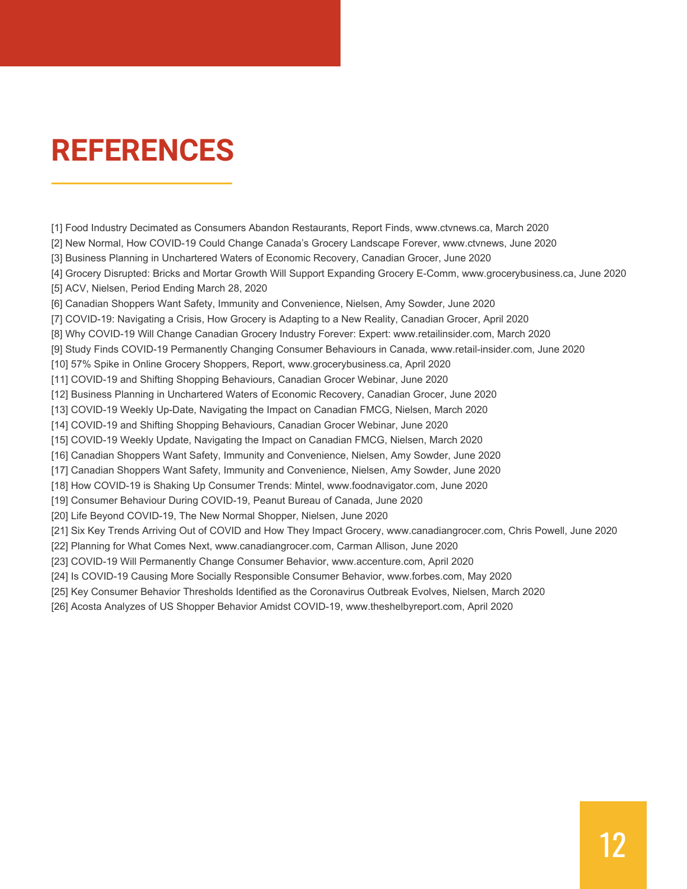# REFERENCES

[1] Food Industry Decimated as Consumers Abandon Restaurants, Report Finds, www.ctvnews.ca, March 2020
[2] New Normal, How COVID-19 Could Change Canada's Grocery Landscape Forever, www.ctvnews, June 2020
[3] Business Planning in Unchartered Waters of Economic Recovery, Canadian Grocer, June 2020
[4] Grocery Disrupted: Bricks and Mortar Growth Will Support Expanding Grocery E-Comm, www.grocerybusiness.ca, June 2020
[5] ACV, Nielsen, Period Ending March 28, 2020
[6] Canadian Shoppers Want Safety, Immunity and Convenience, Nielsen, Amy Sowder, June 2020
[7] COVID-19: Navigating a Crisis, How Grocery is Adapting to a New Reality, Canadian Grocer, April 2020
[8] Why COVID-19 Will Change Canadian Grocery Industry Forever: Expert: www.retailinsider.com, March 2020
[9] Study Finds COVID-19 Permanently Changing Consumer Behaviours in Canada, www.retail-insider.com, June 2020
[10] 57% Spike in Online Grocery Shoppers, Report, www.grocerybusiness.ca, April 2020
[11] COVID-19 and Shifting Shopping Behaviours, Canadian Grocer Webinar, June 2020
[12] Business Planning in Unchartered Waters of Economic Recovery, Canadian Grocer, June 2020
[13] COVID-19 Weekly Up-Date, Navigating the Impact on Canadian FMCG, Nielsen, March 2020
[14] COVID-19 and Shifting Shopping Behaviours, Canadian Grocer Webinar, June 2020
[15] COVID-19 Weekly Update, Navigating the Impact on Canadian FMCG, Nielsen, March 2020
[16] Canadian Shoppers Want Safety, Immunity and Convenience, Nielsen, Amy Sowder, June 2020
[17] Canadian Shoppers Want Safety, Immunity and Convenience, Nielsen, Amy Sowder, June 2020
[18] How COVID-19 is Shaking Up Consumer Trends: Mintel, www.foodnavigator.com, June 2020
[19] Consumer Behaviour During COVID-19, Peanut Bureau of Canada, June 2020
[20] Life Beyond COVID-19, The New Normal Shopper, Nielsen, June 2020
[21] Six Key Trends Arriving Out of COVID and How They Impact Grocery, www.canadiangrocer.com, Chris Powell, June 2020
[22] Planning for What Comes Next, www.canadiangrocer.com, Carman Allison, June 2020
[23] COVID-19 Will Permanently Change Consumer Behavior, www.accenture.com, April 2020
[24] Is COVID-19 Causing More Socially Responsible Consumer Behavior, www.forbes.com, May 2020
[25] Key Consumer Behavior Thresholds Identified as the Coronavirus Outbreak Evolves, Nielsen, March 2020
[26] Acosta Analyzes of US Shopper Behavior Amidst COVID-19, www.theshelbyreport.com, April 2020